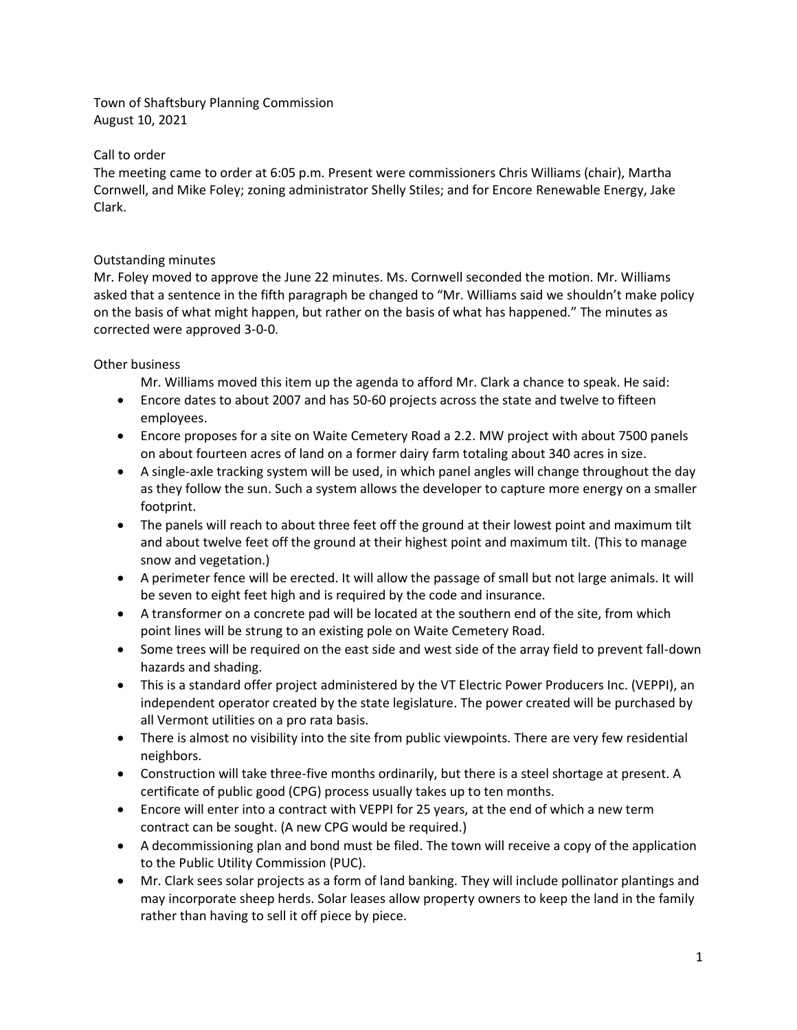Town of Shaftsbury Planning Commission
August 10, 2021

Call to order

The meeting came to order at 6:05 p.m. Present were commissioners Chris Williams (chair), Martha Cornwell, and Mike Foley; zoning administrator Shelly Stiles; and for Encore Renewable Energy, Jake Clark.

Outstanding minutes

Mr. Foley moved to approve the June 22 minutes. Ms. Cornwell seconded the motion. Mr. Williams asked that a sentence in the fifth paragraph be changed to "Mr. Williams said we shouldn't make policy on the basis of what might happen, but rather on the basis of what has happened." The minutes as corrected were approved 3-0-0.

Other business

Mr. Williams moved this item up the agenda to afford Mr. Clark a chance to speak. He said:

- Encore dates to about 2007 and has 50-60 projects across the state and twelve to fifteen employees.
- Encore proposes for a site on Waite Cemetery Road a 2.2. MW project with about 7500 panels on about fourteen acres of land on a former dairy farm totaling about 340 acres in size.
- A single-axle tracking system will be used, in which panel angles will change throughout the day as they follow the sun. Such a system allows the developer to capture more energy on a smaller footprint.
- The panels will reach to about three feet off the ground at their lowest point and maximum tilt and about twelve feet off the ground at their highest point and maximum tilt. (This to manage snow and vegetation.)
- A perimeter fence will be erected. It will allow the passage of small but not large animals. It will be seven to eight feet high and is required by the code and insurance.
- A transformer on a concrete pad will be located at the southern end of the site, from which point lines will be strung to an existing pole on Waite Cemetery Road.
- Some trees will be required on the east side and west side of the array field to prevent fall-down hazards and shading.
- This is a standard offer project administered by the VT Electric Power Producers Inc. (VEPPI), an independent operator created by the state legislature. The power created will be purchased by all Vermont utilities on a pro rata basis.
- There is almost no visibility into the site from public viewpoints. There are very few residential neighbors.
- Construction will take three-five months ordinarily, but there is a steel shortage at present. A certificate of public good (CPG) process usually takes up to ten months.
- Encore will enter into a contract with VEPPI for 25 years, at the end of which a new term contract can be sought. (A new CPG would be required.)
- A decommissioning plan and bond must be filed. The town will receive a copy of the application to the Public Utility Commission (PUC).
- Mr. Clark sees solar projects as a form of land banking. They will include pollinator plantings and may incorporate sheep herds. Solar leases allow property owners to keep the land in the family rather than having to sell it off piece by piece.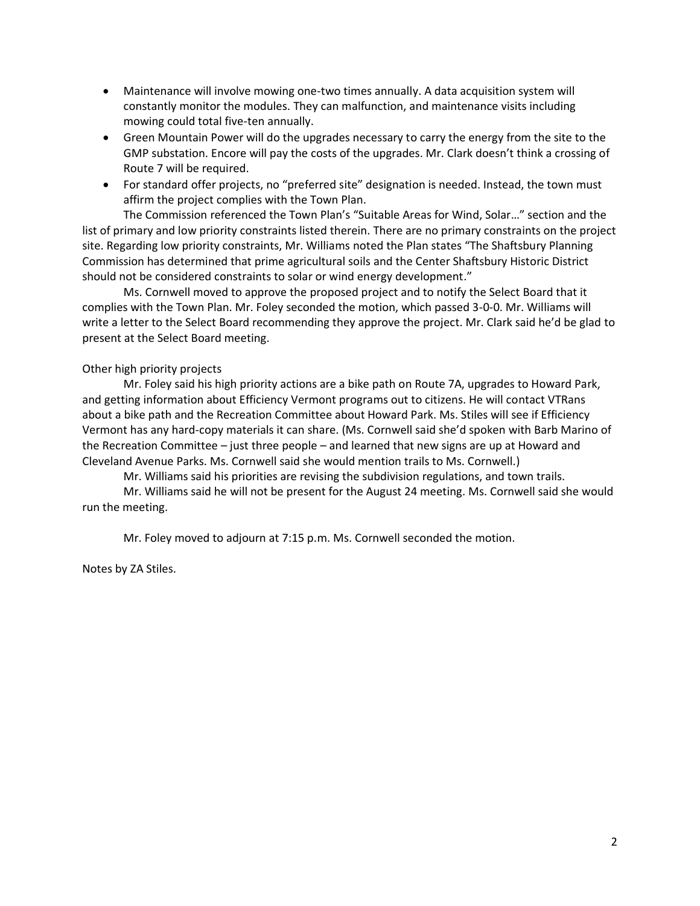- Maintenance will involve mowing one-two times annually. A data acquisition system will constantly monitor the modules. They can malfunction, and maintenance visits including mowing could total five-ten annually.
- Green Mountain Power will do the upgrades necessary to carry the energy from the site to the GMP substation. Encore will pay the costs of the upgrades. Mr. Clark doesn't think a crossing of Route 7 will be required.
- For standard offer projects, no "preferred site" designation is needed. Instead, the town must affirm the project complies with the Town Plan.

The Commission referenced the Town Plan's "Suitable Areas for Wind, Solar…" section and the list of primary and low priority constraints listed therein. There are no primary constraints on the project site. Regarding low priority constraints, Mr. Williams noted the Plan states "The Shaftsbury Planning Commission has determined that prime agricultural soils and the Center Shaftsbury Historic District should not be considered constraints to solar or wind energy development."

Ms. Cornwell moved to approve the proposed project and to notify the Select Board that it complies with the Town Plan. Mr. Foley seconded the motion, which passed 3-0-0. Mr. Williams will write a letter to the Select Board recommending they approve the project. Mr. Clark said he'd be glad to present at the Select Board meeting.

Other high priority projects

Mr. Foley said his high priority actions are a bike path on Route 7A, upgrades to Howard Park, and getting information about Efficiency Vermont programs out to citizens. He will contact VTRans about a bike path and the Recreation Committee about Howard Park. Ms. Stiles will see if Efficiency Vermont has any hard-copy materials it can share. (Ms. Cornwell said she'd spoken with Barb Marino of the Recreation Committee – just three people – and learned that new signs are up at Howard and Cleveland Avenue Parks. Ms. Cornwell said she would mention trails to Ms. Cornwell.)

Mr. Williams said his priorities are revising the subdivision regulations, and town trails.

Mr. Williams said he will not be present for the August 24 meeting. Ms. Cornwell said she would run the meeting.

Mr. Foley moved to adjourn at 7:15 p.m. Ms. Cornwell seconded the motion.

Notes by ZA Stiles.